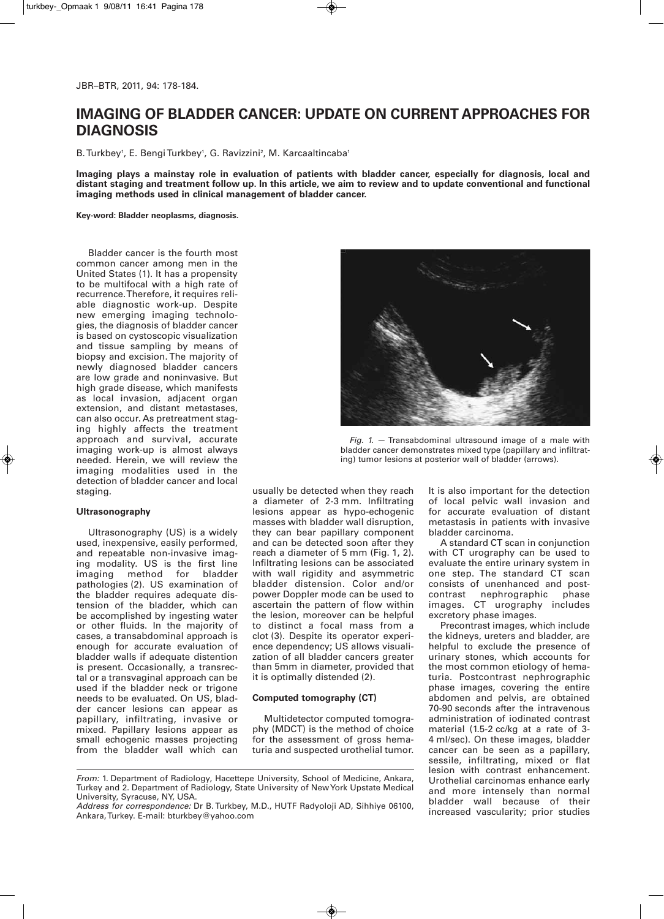# IMAGING OF BLADDER CANCER: UPDATE ON CURRENT APPROACHES FOR DIAGNOSIS

B. Turkbey[1], E. Bengi Turkbey[1], G. Ravizzini[2], M. Karcaaltincaba[1]

**Imaging plays a mainstay role in evaluation of patients with bladder cancer, especially for diagnosis, local and distant staging and treatment follow up. In this article, we aim to review and to update conventional and functional imaging methods used in clinical management of bladder cancer.**

**Key-word: Bladder neoplasms, diagnosis.**

Bladder cancer is the fourth most common cancer among men in the United States (1). It has a propensity to be multifocal with a high rate of recurrence. Therefore, it requires reliable diagnostic work-up. Despite new emerging imaging technologies, the diagnosis of bladder cancer is based on cystoscopic visualization and tissue sampling by means of biopsy and excision. The majority of newly diagnosed bladder cancers are low grade and noninvasive. But high grade disease, which manifests as local invasion, adjacent organ extension, and distant metastases, can also occur. As pretreatment staging highly affects the treatment approach and survival, accurate imaging work-up is almost always needed. Herein, we will review the imaging modalities used in the detection of bladder cancer and local staging.

## Ultrasonography

Ultrasonography (US) is a widely used, inexpensive, easily performed, and repeatable non-invasive imaging modality. US is the first line imaging method for bladder pathologies (2). US examination of the bladder requires adequate distension of the bladder, which can be accomplished by ingesting water or other fluids. In the majority of cases, a transabdominal approach is enough for accurate evaluation of bladder walls if adequate distention is present. Occasionally, a transrectal or a transvaginal approach can be used if the bladder neck or trigone needs to be evaluated. On US, bladder cancer lesions can appear as papillary, infiltrating, invasive or mixed. Papillary lesions appear as small echogenic masses projecting from the bladder wall which can usually be detected when they reach a diameter of 2-3 mm. Infiltrating lesions appear as hypo-echogenic masses with bladder wall disruption, they can bear papillary component and can be detected soon after they reach a diameter of 5 mm (Fig. 1, 2). Infiltrating lesions can be associated with wall rigidity and asymmetric bladder distension. Color and/or power Doppler mode can be used to ascertain the pattern of flow within the lesion, moreover can be helpful to distinct a focal mass from a clot (3). Despite its operator experience dependency; US allows visualization of all bladder cancers greater than 5mm in diameter, provided that it is optimally distended (2).

*Fig. 1.* — Transabdominal ultrasound image of a male with bladder cancer demonstrates mixed type (papillary and infiltrating) tumor lesions at posterior wall of bladder (arrows).

## Computed tomography (CT)

Multidetector computed tomography (MDCT) is the method of choice for the assessment of gross hematuria and suspected urothelial tumor. It is also important for the detection of local pelvic wall invasion and for accurate evaluation of distant metastasis in patients with invasive bladder carcinoma.

A standard CT scan in conjunction with CT urography can be used to evaluate the entire urinary system in one step. The standard CT scan consists of unenhanced and postcontrast nephrographic phase images. CT urography includes excretory phase images.

Precontrast images, which include the kidneys, ureters and bladder, are helpful to exclude the presence of urinary stones, which accounts for the most common etiology of hematuria. Postcontrast nephrographic phase images, covering the entire abdomen and pelvis, are obtained 70-90 seconds after the intravenous administration of iodinated contrast material (1.5-2 cc/kg at a rate of 3-4 ml/sec). On these images, bladder cancer can be seen as a papillary, sessile, infiltrating, mixed or flat lesion with contrast enhancement. Urothelial carcinomas enhance early and more intensely than normal bladder wall because of their increased vascularity; prior studies

*From:* 1. Department of Radiology, Hacettepe University, School of Medicine, Ankara, Turkey and 2. Department of Radiology, State University of New York Upstate Medical University, Syracuse, NY, USA.
*Address for correspondence:* Dr B. Turkbey, M.D., HUTF Radyoloji AD, Sihhiye 06100, Ankara, Turkey. E-mail: bturkbey@yahoo.com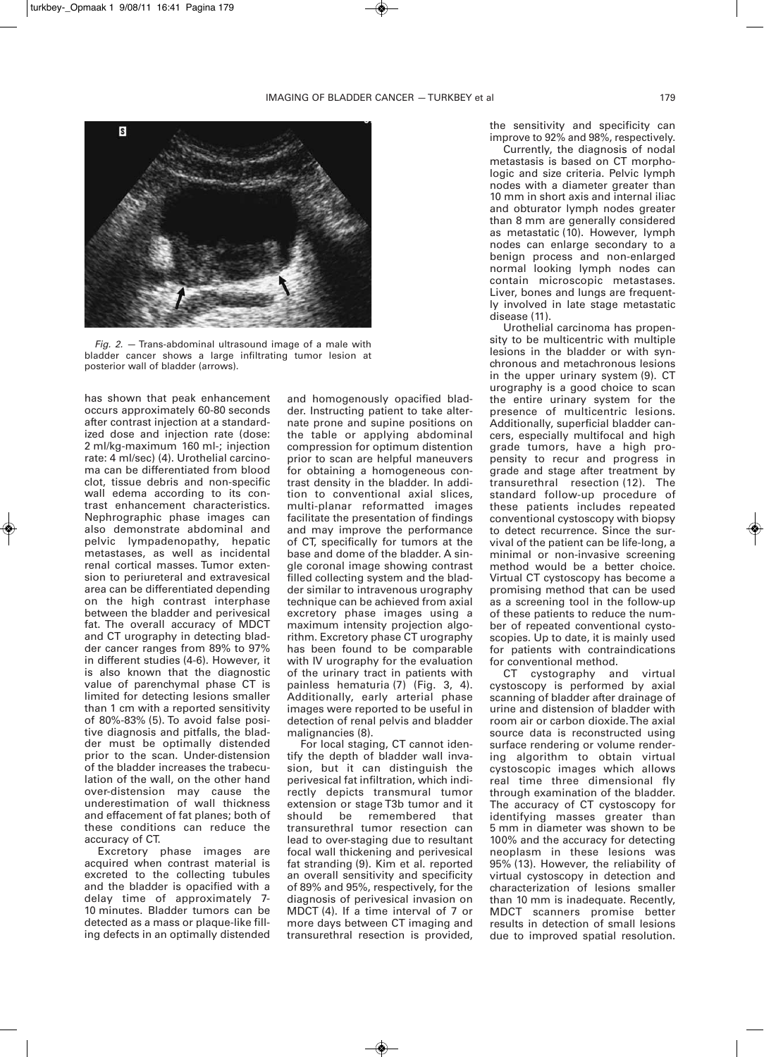*Fig. 2.* — Trans-abdominal ultrasound image of a male with bladder cancer shows a large infiltrating tumor lesion at posterior wall of bladder (arrows).

has shown that peak enhancement occurs approximately 60-80 seconds after contrast injection at a standardized dose and injection rate (dose: 2 ml/kg-maximum 160 ml-; injection rate: 4 ml/sec) (4). Urothelial carcinoma can be differentiated from blood clot, tissue debris and non-specific wall edema according to its contrast enhancement characteristics. Nephrographic phase images can also demonstrate abdominal and pelvic lympadenopathy, hepatic metastases, as well as incidental renal cortical masses. Tumor extension to periureteral and extravesical area can be differentiated depending on the high contrast interphase between the bladder and perivesical fat. The overall accuracy of MDCT and CT urography in detecting bladder cancer ranges from 89% to 97% in different studies (4-6). However, it is also known that the diagnostic value of parenchymal phase CT is limited for detecting lesions smaller than 1 cm with a reported sensitivity of 80%-83% (5). To avoid false positive diagnosis and pitfalls, the bladder must be optimally distended prior to the scan. Under-distension of the bladder increases the trabeculation of the wall, on the other hand over-distension may cause the underestimation of wall thickness and effacement of fat planes; both of these conditions can reduce the accuracy of CT.

Excretory phase images are acquired when contrast material is excreted to the collecting tubules and the bladder is opacified with a delay time of approximately 7-10 minutes. Bladder tumors can be detected as a mass or plaque-like filling defects in an optimally distended and homogenously opacified bladder. Instructing patient to take alternate prone and supine positions on the table or applying abdominal compression for optimum distention prior to scan are helpful maneuvers for obtaining a homogeneous contrast density in the bladder. In addition to conventional axial slices, multi-planar reformatted images facilitate the presentation of findings and may improve the performance of CT, specifically for tumors at the base and dome of the bladder. A single coronal image showing contrast filled collecting system and the bladder similar to intravenous urography technique can be achieved from axial excretory phase images using a maximum intensity projection algorithm. Excretory phase CT urography has been found to be comparable with IV urography for the evaluation of the urinary tract in patients with painless hematuria (7) (Fig. 3, 4). Additionally, early arterial phase images were reported to be useful in detection of renal pelvis and bladder malignancies (8).

For local staging, CT cannot identify the depth of bladder wall invasion, but it can distinguish the perivesical fat infiltration, which indirectly depicts transmural tumor extension or stage T3b tumor and it should be remembered that transurethral tumor resection can lead to over-staging due to resultant focal wall thickening and perivesical fat stranding (9). Kim et al. reported an overall sensitivity and specificity of 89% and 95%, respectively, for the diagnosis of perivesical invasion on MDCT (4). If a time interval of 7 or more days between CT imaging and transurethral resection is provided, the sensitivity and specificity can improve to 92% and 98%, respectively.

Currently, the diagnosis of nodal metastasis is based on CT morphologic and size criteria. Pelvic lymph nodes with a diameter greater than 10 mm in short axis and internal iliac and obturator lymph nodes greater than 8 mm are generally considered as metastatic (10). However, lymph nodes can enlarge secondary to a benign process and non-enlarged normal looking lymph nodes can contain microscopic metastases. Liver, bones and lungs are frequently involved in late stage metastatic disease (11).

Urothelial carcinoma has propensity to be multicentric with multiple lesions in the bladder or with synchronous and metachronous lesions in the upper urinary system (9). CT urography is a good choice to scan the entire urinary system for the presence of multicentric lesions. Additionally, superficial bladder cancers, especially multifocal and high grade tumors, have a high propensity to recur and progress in grade and stage after treatment by transurethral resection (12). The standard follow-up procedure of these patients includes repeated conventional cystoscopy with biopsy to detect recurrence. Since the survival of the patient can be life-long, a minimal or non-invasive screening method would be a better choice. Virtual CT cystoscopy has become a promising method that can be used as a screening tool in the follow-up of these patients to reduce the number of repeated conventional cystoscopies. Up to date, it is mainly used for patients with contraindications for conventional method.

CT cystography and virtual cystoscopy is performed by axial scanning of bladder after drainage of urine and distension of bladder with room air or carbon dioxide. The axial source data is reconstructed using surface rendering or volume rendering algorithm to obtain virtual cystoscopic images which allows real time three dimensional fly through examination of the bladder. The accuracy of CT cystoscopy for identifying masses greater than 5 mm in diameter was shown to be 100% and the accuracy for detecting neoplasm in these lesions was 95% (13). However, the reliability of virtual cystoscopy in detection and characterization of lesions smaller than 10 mm is inadequate. Recently, MDCT scanners promise better results in detection of small lesions due to improved spatial resolution.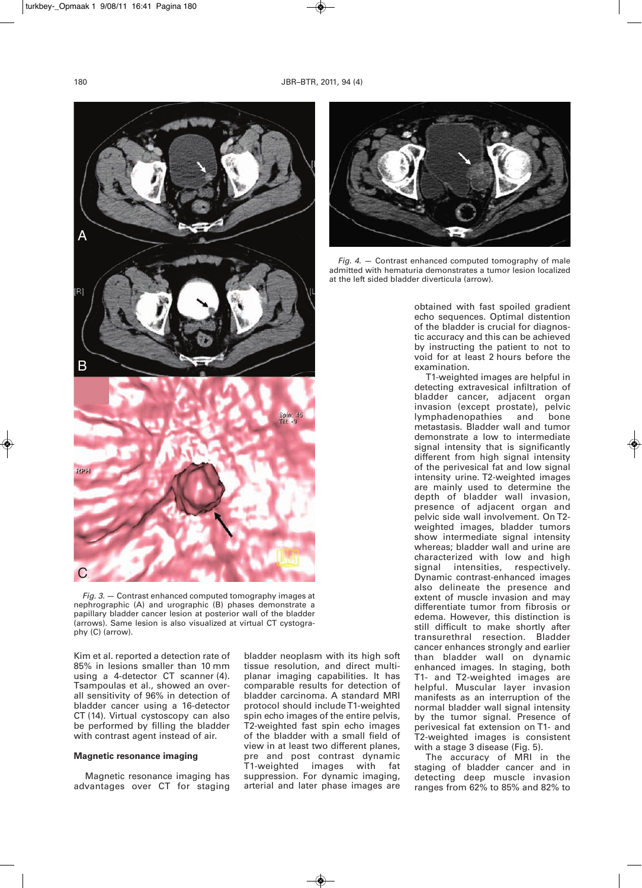Fig. 3. — Contrast enhanced computed tomography images at nephrographic (A) and urographic (B) phases demonstrate a papillary bladder cancer lesion at posterior wall of the bladder (arrows). Same lesion is also visualized at virtual CT cystography (C) (arrow).

Fig. 4. — Contrast enhanced computed tomography of male admitted with hematuria demonstrates a tumor lesion localized at the left sided bladder diverticula (arrow).

Kim et al. reported a detection rate of 85% in lesions smaller than 10 mm using a 4-detector CT scanner (4). Tsampoulas et al., showed an overall sensitivity of 96% in detection of bladder cancer using a 16-detector CT (14). Virtual cystoscopy can also be performed by filling the bladder with contrast agent instead of air.

## Magnetic resonance imaging

Magnetic resonance imaging has advantages over CT for staging bladder neoplasm with its high soft tissue resolution, and direct multiplanar imaging capabilities. It has comparable results for detection of bladder carcinoma. A standard MRI protocol should include T1-weighted spin echo images of the entire pelvis, T2-weighted fast spin echo images of the bladder with a small field of view in at least two different planes, pre and post contrast dynamic T1-weighted images with fat suppression. For dynamic imaging, arterial and later phase images are obtained with fast spoiled gradient echo sequences. Optimal distention of the bladder is crucial for diagnostic accuracy and this can be achieved by instructing the patient to not to void for at least 2 hours before the examination.

T1-weighted images are helpful in detecting extravesical infiltration of bladder cancer, adjacent organ invasion (except prostate), pelvic lymphadenopathies and bone metastasis. Bladder wall and tumor demonstrate a low to intermediate signal intensity that is significantly different from high signal intensity of the perivesical fat and low signal intensity urine. T2-weighted images are mainly used to determine the depth of bladder wall invasion, presence of adjacent organ and pelvic side wall involvement. On T2-weighted images, bladder tumors show intermediate signal intensity whereas; bladder wall and urine are characterized with low and high signal intensities, respectively. Dynamic contrast-enhanced images also delineate the presence and extent of muscle invasion and may differentiate tumor from fibrosis or edema. However, this distinction is still difficult to make shortly after transurethral resection. Bladder cancer enhances strongly and earlier than bladder wall on dynamic enhanced images. In staging, both T1- and T2-weighted images are helpful. Muscular layer invasion manifests as an interruption of the normal bladder wall signal intensity by the tumor signal. Presence of perivesical fat extension on T1- and T2-weighted images is consistent with a stage 3 disease (Fig. 5).

The accuracy of MRI in the staging of bladder cancer and in detecting deep muscle invasion ranges from 62% to 85% and 82% to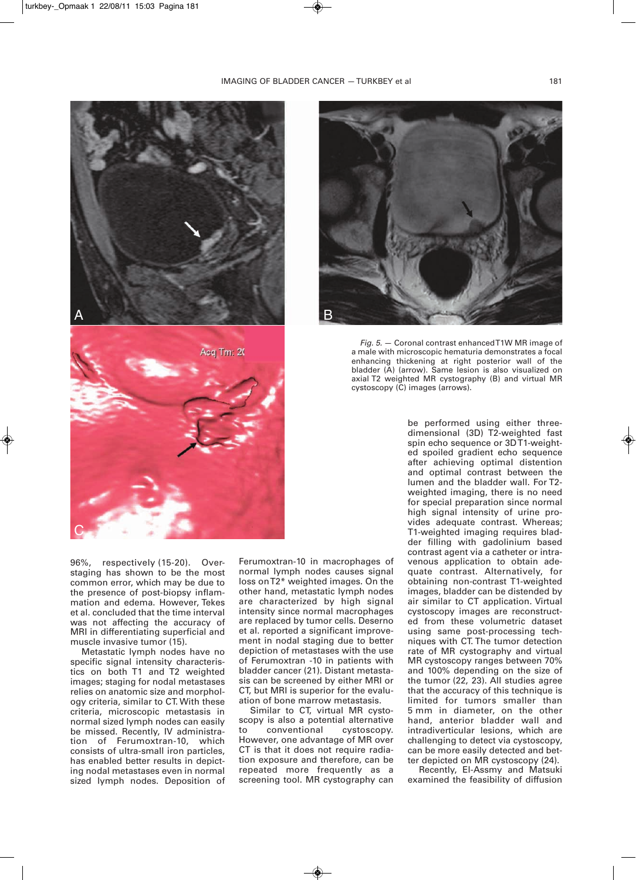*Fig. 5.* — Coronal contrast enhanced T1W MR image of a male with microscopic hematuria demonstrates a focal enhancing thickening at right posterior wall of the bladder (A) (arrow). Same lesion is also visualized on axial T2 weighted MR cystography (B) and virtual MR cystoscopy (C) images (arrows).

96%, respectively (15-20). Overstaging has shown to be the most common error, which may be due to the presence of post-biopsy inflammation and edema. However, Tekes et al. concluded that the time interval was not affecting the accuracy of MRI in differentiating superficial and muscle invasive tumor (15).

Metastatic lymph nodes have no specific signal intensity characteristics on both T1 and T2 weighted images; staging for nodal metastases relies on anatomic size and morphology criteria, similar to CT. With these criteria, microscopic metastasis in normal sized lymph nodes can easily be missed. Recently, IV administration of Ferumoxtran-10, which consists of ultra-small iron particles, has enabled better results in depicting nodal metastases even in normal sized lymph nodes. Deposition of Ferumoxtran-10 in macrophages of normal lymph nodes causes signal loss on T2* weighted images. On the other hand, metastatic lymph nodes are characterized by high signal intensity since normal macrophages are replaced by tumor cells. Deserno et al. reported a significant improvement in nodal staging due to better depiction of metastases with the use of Ferumoxtran -10 in patients with bladder cancer (21). Distant metastasis can be screened by either MRI or CT, but MRI is superior for the evaluation of bone marrow metastasis.

Similar to CT, virtual MR cystoscopy is also a potential alternative to conventional cystoscopy. However, one advantage of MR over CT is that it does not require radiation exposure and therefore, can be repeated more frequently as a screening tool. MR cystography can be performed using either three-dimensional (3D) T2-weighted fast spin echo sequence or 3D T1-weighted spoiled gradient echo sequence after achieving optimal distention and optimal contrast between the lumen and the bladder wall. For T2-weighted imaging, there is no need for special preparation since normal high signal intensity of urine provides adequate contrast. Whereas; T1-weighted imaging requires bladder filling with gadolinium based contrast agent via a catheter or intravenous application to obtain adequate contrast. Alternatively, for obtaining non-contrast T1-weighted images, bladder can be distended by air similar to CT application. Virtual cystoscopy images are reconstructed from these volumetric dataset using same post-processing techniques with CT. The tumor detection rate of MR cystography and virtual MR cystoscopy ranges between 70% and 100% depending on the size of the tumor (22, 23). All studies agree that the accuracy of this technique is limited for tumors smaller than 5 mm in diameter, on the other hand, anterior bladder wall and intradiverticular lesions, which are challenging to detect via cystoscopy, can be more easily detected and better depicted on MR cystoscopy (24).

Recently, El-Assmy and Matsuki examined the feasibility of diffusion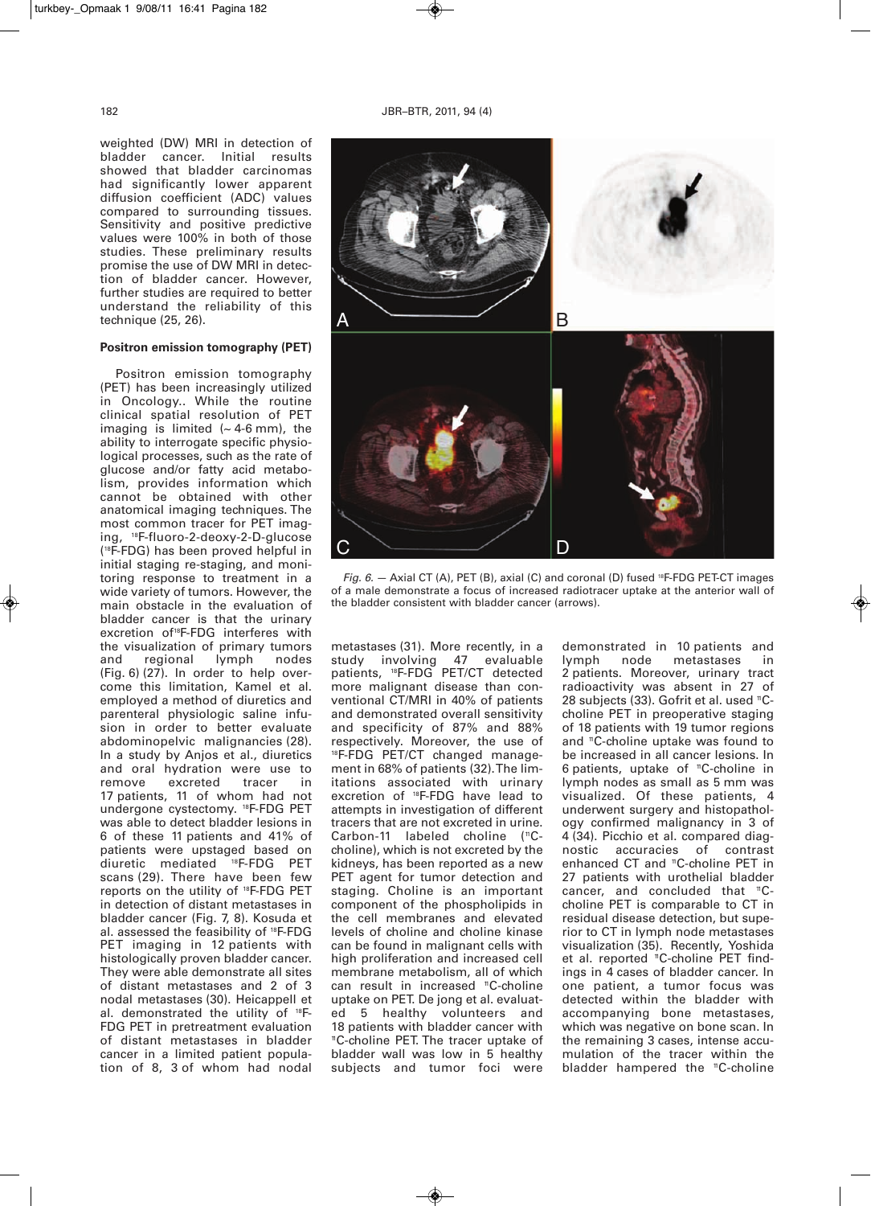weighted (DW) MRI in detection of bladder cancer. Initial results showed that bladder carcinomas had significantly lower apparent diffusion coefficient (ADC) values compared to surrounding tissues. Sensitivity and positive predictive values were 100% in both of those studies. These preliminary results promise the use of DW MRI in detection of bladder cancer. However, further studies are required to better understand the reliability of this technique (25, 26).

**Positron emission tomography (PET)**

Positron emission tomography (PET) has been increasingly utilized in Oncology.. While the routine clinical spatial resolution of PET imaging is limited (~ 4-6 mm), the ability to interrogate specific physiological processes, such as the rate of glucose and/or fatty acid metabolism, provides information which cannot be obtained with other anatomical imaging techniques. The most common tracer for PET imaging, $^{18}$F-fluoro-2-deoxy-2-D-glucose ($^{18}$F-FDG) has been proved helpful in initial staging re-staging, and monitoring response to treatment in a wide variety of tumors. However, the main obstacle in the evaluation of bladder cancer is that the urinary excretion of $^{18}$F-FDG interferes with the visualization of primary tumors and regional lymph nodes (Fig. 6) (27). In order to help overcome this limitation, Kamel et al. employed a method of diuretics and parenteral physiologic saline infusion in order to better evaluate abdominopelvic malignancies (28). In a study by Anjos et al., diuretics and oral hydration were use to remove excreted tracer in 17 patients, 11 of whom had not undergone cystectomy. $^{18}$F-FDG PET was able to detect bladder lesions in 6 of these 11 patients and 41% of patients were upstaged based on diuretic mediated $^{18}$F-FDG PET scans (29). There have been few reports on the utility of $^{18}$F-FDG PET in detection of distant metastases in bladder cancer (Fig. 7, 8). Kosuda et al. assessed the feasibility of $^{18}$F-FDG PET imaging in 12 patients with histologically proven bladder cancer. They were able demonstrate all sites of distant metastases and 2 of 3 nodal metastases (30). Heicappell et al. demonstrated the utility of $^{18}$F-FDG PET in pretreatment evaluation of distant metastases in bladder cancer in a limited patient population of 8, 3 of whom had nodal metastases (31). More recently, in a study involving 47 evaluable patients, $^{18}$F-FDG PET/CT detected more malignant disease than conventional CT/MRI in 40% of patients and demonstrated overall sensitivity and specificity of 87% and 88% respectively. Moreover, the use of $^{18}$F-FDG PET/CT changed management in 68% of patients (32). The limitations associated with urinary excretion of $^{18}$F-FDG have lead to attempts in investigation of different tracers that are not excreted in urine. Carbon-11 labeled choline ($^{11}$C-choline), which is not excreted by the kidneys, has been reported as a new PET agent for tumor detection and staging. Choline is an important component of the phospholipids in the cell membranes and elevated levels of choline and choline kinase can be found in malignant cells with high proliferation and increased cell membrane metabolism, all of which can result in increased $^{11}$C-choline uptake on PET. De jong et al. evaluated 5 healthy volunteers and 18 patients with bladder cancer with $^{11}$C-choline PET. The tracer uptake of bladder wall was low in 5 healthy subjects and tumor foci were demonstrated in 10 patients and lymph node metastases in 2 patients. Moreover, urinary tract radioactivity was absent in 27 of 28 subjects (33). Gofrit et al. used $^{11}$C-choline PET in preoperative staging of 18 patients with 19 tumor regions and $^{11}$C-choline uptake was found to be increased in all cancer lesions. In 6 patients, uptake of $^{11}$C-choline in lymph nodes as small as 5 mm was visualized. Of these patients, 4 underwent surgery and histopathology confirmed malignancy in 3 of 4 (34). Picchio et al. compared diagnostic accuracies of contrast enhanced CT and $^{11}$C-choline PET in 27 patients with urothelial bladder cancer, and concluded that $^{11}$C-choline PET is comparable to CT in residual disease detection, but superior to CT in lymph node metastases visualization (35). Recently, Yoshida et al. reported $^{11}$C-choline PET findings in 4 cases of bladder cancer. In one patient, a tumor focus was detected within the bladder with accompanying bone metastases, which was negative on bone scan. In the remaining 3 cases, intense accumulation of the tracer within the bladder hampered the $^{11}$C-choline

*Fig. 6.* — Axial CT (A), PET (B), axial (C) and coronal (D) fused $^{18}$F-FDG PET-CT images of a male demonstrate a focus of increased radiotracer uptake at the anterior wall of the bladder consistent with bladder cancer (arrows).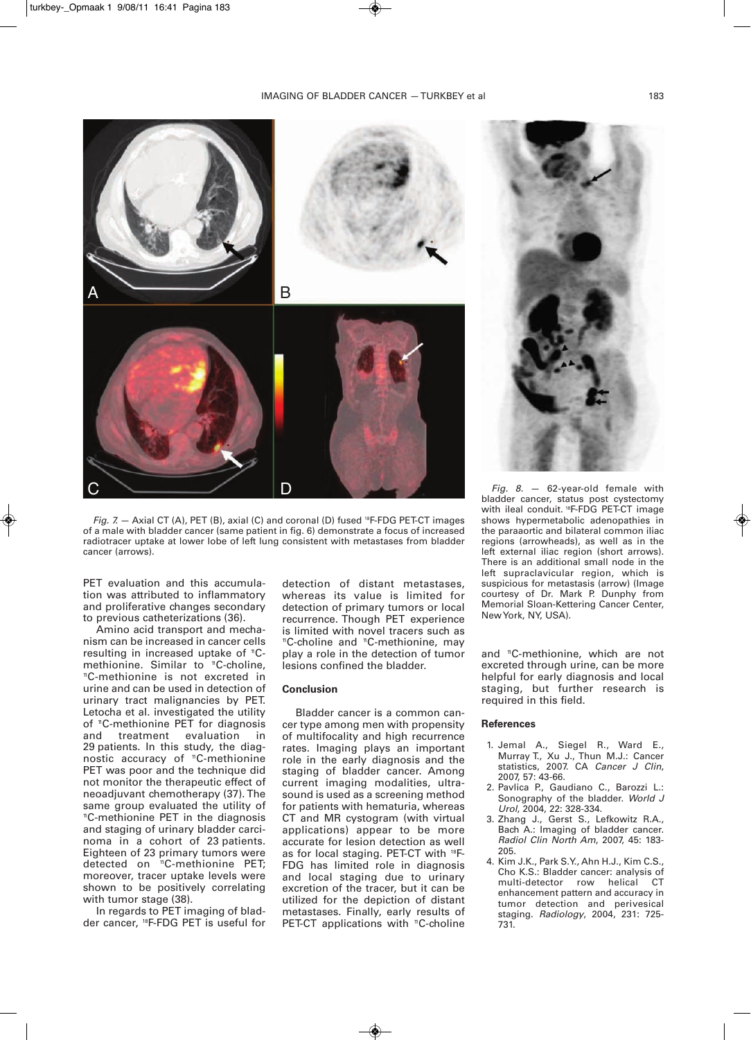*Fig. 7.* — Axial CT (A), PET (B), axial (C) and coronal (D) fused $^{18}$F-FDG PET-CT images of a male with bladder cancer (same patient in fig. 6) demonstrate a focus of increased radiotracer uptake at lower lobe of left lung consistent with metastases from bladder cancer (arrows).

*Fig. 8.* — 62-year-old female with bladder cancer, status post cystectomy with ileal conduit. $^{18}$F-FDG PET-CT image shows hypermetabolic adenopathies in the paraaortic and bilateral common iliac regions (arrowheads), as well as in the left external iliac region (short arrows). There is an additional small node in the left supraclavicular region, which is suspicious for metastasis (arrow) (Image courtesy of Dr. Mark P. Dunphy from Memorial Sloan-Kettering Cancer Center, New York, NY, USA).

PET evaluation and this accumulation was attributed to inflammatory and proliferative changes secondary to previous catheterizations (36).

Amino acid transport and mechanism can be increased in cancer cells resulting in increased uptake of $^{11}$C-methionine. Similar to $^{11}$C-choline, $^{11}$C-methionine is not excreted in urine and can be used in detection of urinary tract malignancies by PET. Letocha et al. investigated the utility of $^{11}$C-methionine PET for diagnosis and treatment evaluation in 29 patients. In this study, the diagnostic accuracy of $^{11}$C-methionine PET was poor and the technique did not monitor the therapeutic effect of neoadjuvant chemotherapy (37). The same group evaluated the utility of $^{11}$C-methionine PET in the diagnosis and staging of urinary bladder carcinoma in a cohort of 23 patients. Eighteen of 23 primary tumors were detected on $^{11}$C-methionine PET; moreover, tracer uptake levels were shown to be positively correlating with tumor stage (38).

In regards to PET imaging of bladder cancer, $^{18}$F-FDG PET is useful for detection of distant metastases, whereas its value is limited for detection of primary tumors or local recurrence. Though PET experience is limited with novel tracers such as $^{11}$C-choline and $^{11}$C-methionine, may play a role in the detection of tumor lesions confined the bladder.

## Conclusion

Bladder cancer is a common cancer type among men with propensity of multifocality and high recurrence rates. Imaging plays an important role in the early diagnosis and the staging of bladder cancer. Among current imaging modalities, ultrasound is used as a screening method for patients with hematuria, whereas CT and MR cystogram (with virtual applications) appear to be more accurate for lesion detection as well as for local staging. PET-CT with $^{18}$F-FDG has limited role in diagnosis and local staging due to urinary excretion of the tracer, but it can be utilized for the depiction of distant metastases. Finally, early results of PET-CT applications with $^{11}$C-choline and $^{11}$C-methionine, which are not excreted through urine, can be more helpful for early diagnosis and local staging, but further research is required in this field.

## References

1. Jemal A., Siegel R., Ward E., Murray T., Xu J., Thun M.J.: Cancer statistics, 2007. CA *Cancer J Clin*, 2007, 57: 43-66.
2. Pavlica P., Gaudiano C., Barozzi L.: Sonography of the bladder. *World J Urol*, 2004, 22: 328-334.
3. Zhang J., Gerst S., Lefkowitz R.A., Bach A.: Imaging of bladder cancer. *Radiol Clin North Am*, 2007, 45: 183-205.
4. Kim J.K., Park S.Y., Ahn H.J., Kim C.S., Cho K.S.: Bladder cancer: analysis of multi-detector row helical CT enhancement pattern and accuracy in tumor detection and perivesical staging. *Radiology*, 2004, 231: 725-731.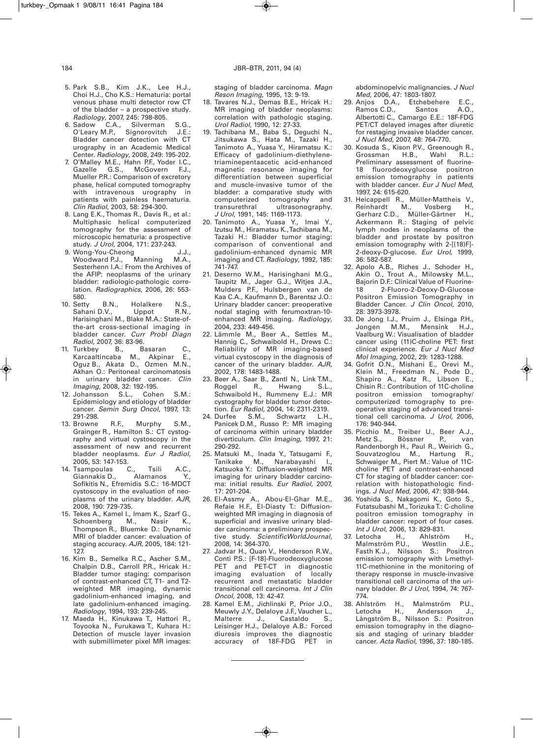5. Park S.B., Kim J.K., Lee H.J., Choi H.J., Cho K.S.: Hematuria: portal venous phase multi detector row CT of the bladder – a prospective study. *Radiology*, 2007, 245: 798-805.
6. Sadow C.A., Silverman S.G., O'Leary M.P., Signorovitch J.E.: Bladder cancer detection with CT urography in an Academic Medical Center. *Radiology*, 2008, 249: 195-202.
7. O'Malley M.E., Hahn P.F., Yoder I.C., Gazelle G.S., McGovern F.J., Mueller P.R.: Comparison of excretory phase, helical computed tomography with intravenous urography in patients with painless haematuria. *Clin Radiol*, 2003, 58: 294-300.
8. Lang E.K., Thomas R., Davis R., et al.: Multiphasic helical computerized tomography for the assessment of microscopic hematuria: a prospective study. *J Urol*, 2004, 171: 237-243.
9. Wong-You-Cheong J.J., Woodward P.J., Manning M.A., Sesterhenn I.A.: From the Archives of the AFIP: neoplasms of the urinary bladder: radiologic-pathologic correlation. *Radiographics*, 2006, 26: 553-580.
10. Setty B.N., Holalkere N.S., Sahani D.V., Uppot R.N., Harisinghani M., Blake M.A.: State-of-the-art cross-sectional imaging in bladder cancer. *Curr Probl Diagn Radiol*, 2007, 36: 83-96.
11. Turkbey B., Basaran C., Karcaaltincaba M., Akpinar E., Oguz B., Akata D., Ozmen M.N., Akhan O.: Peritoneal carcinomatosis in urinary bladder cancer. *Clin Imaging*, 2008, 32: 192-195.
12. Johansson S.L., Cohen S.M.: Epidemiology and etiology of bladder cancer. *Semin Surg Oncol*, 1997, 13: 291-298.
13. Browne R.F., Murphy S.M., Grainger R., Hamilton S.: CT cystography and virtual cystoscopy in the assessment of new and recurrent bladder neoplasms. *Eur J Radiol*, 2005, 53: 147-153.
14. Tsampoulas C., Tsili A.C., Giannakis D., Alamanos Y., Sofikitis N., Efremidis S.C.: 16-MDCT cystoscopy in the evaluation of neoplasms of the urinary bladder. *AJR*, 2008, 190: 729-735.
15. Tekes A., Kamel I., Imam K., Szarf G., Schoenberg M., Nasir K., Thompson R., Bluemke D.: Dynamic MRI of bladder cancer: evaluation of staging accuracy. *AJR*, 2005, 184: 121-127.
16. Kim B., Semelka R.C., Ascher S.M., Chalpin D.B., Carroll P.R., Hricak H.: Bladder tumor staging: comparison of contrast-enhanced CT, T1- and T2-weighted MR imaging, dynamic gadolinium-enhanced imaging, and late gadolinium-enhanced imaging. *Radiology*, 1994, 193: 239-245.
17. Maeda H., Kinukawa T., Hattori R., Toyooka N., Furukawa T., Kuhara H.: Detection of muscle layer invasion with submillimeter pixel MR images: staging of bladder carcinoma. *Magn Reson Imaging*, 1995, 13: 9-19.
18. Tavares N.J., Demas B.E., Hricak H.: MR imaging of bladder neoplasms: correlation with pathologic staging. *Urol Radiol*, 1990, 12: 27-33.
19. Tachibana M., Baba S., Deguchi N., Jitsukawa S., Hata M., Tazaki H., Tanimoto A., Yuasa Y., Hiramatsu K.: Efficacy of gadolinium-diethylenetriaminepentaacetic acid-enhanced magnetic resonance imaging for differentiation between superficial and muscle-invasive tumor of the bladder: a comparative study with computerized tomography and transurethral ultrasonography. *J Urol*, 1991, 145: 1169-1173.
20. Tanimoto A., Yuasa Y., Imai Y., Izutsu M., Hiramatsu K., Tachibana M., Tazaki H.: Bladder tumor staging: comparison of conventional and gadolinium-enhanced dynamic MR imaging and CT. *Radiology*, 1992, 185: 741-747.
21. Deserno W.M., Harisinghani M.G., Taupitz M., Jager G.J., Witjes J.A., Mulders P.F., Hulsbergen van de Kaa C.A., Kaufmann D., Barentsz J.O.: Urinary bladder cancer: preoperative nodal staging with ferumoxtran-10-enhanced MR imaging. *Radiology*, 2004, 233: 449-456.
22. Lämmle M., Beer A., Settles M., Hannig C., Schwaibold H., Drews C.: Reliability of MR imaging-based virtual cystoscopy in the diagnosis of cancer of the urinary bladder. *AJR*, 2002, 178: 1483-1488.
23. Beer A., Saar B., Zantl N., Link T.M., Roggel R., Hwang S.L., Schwaibold H., Rummeny E.J.: MR cystography for bladder tumor detection. *Eur Radiol*, 2004, 14: 2311-2319.
24. Durfee S.M., Schwartz L.H., Panicek D.M., Russo P.: MR imaging of carcinoma within urinary bladder diverticulum. *Clin Imaging*, 1997, 21: 290-292.
25. Matsuki M., Inada Y., Tatsugami F., Tanikake M., Narabayashi I., Katsuoka Y.: Diffusion-weighted MR imaging for urinary bladder carcinoma: initial results. *Eur Radiol*, 2007, 17: 201-204.
26. El-Assmy A., Abou-El-Ghar M.E., Refaie H.F., El-Diasty T.: Diffusion-weighted MR imaging in diagnosis of superficial and invasive urinary bladder carcinoma: a preliminary prospective study. *ScientificWorldJournal*, 2008, 14: 364-370.
27. Jadvar H., Quan V., Henderson R.W., Conti P.S.: [F-18]-Fluorodeoxyglucose PET and PET-CT in diagnostic imaging evaluation of locally recurrent and metastatic bladder transitional cell carcinoma. *Int J Clin Oncol*, 2008, 13: 42-47.
28. Kamel E.M., Jichlinski P., Prior J.O., Meuwly J.Y., Delaloye J.F., Vaucher L., Malterre J., Castaldo S., Leisinger H.J., Delaloye A.B.: Forced diuresis improves the diagnostic accuracy of 18F-FDG PET in abdominopelvic malignancies. *J Nucl Med*, 2006, 47: 1803-1807.
29. Anjos D.A., Etchebehere E.C., Ramos C.D., Santos A.O., Albertotti C., Camargo E.E.: 18F-FDG PET/CT delayed images after diuretic for restaging invasive bladder cancer. *J Nucl Med*, 2007, 48: 764-770.
30. Kosuda S., Kison P.V., Greenough R., Grossman H.B., Wahl R.L.: Preliminary assessment of fluorine-18 fluorodeoxyglucose positron emission tomography in patients with bladder cancer. *Eur J Nucl Med*, 1997, 24: 615-620.
31. Heicappell R., Müller-Mattheis V., Reinhardt M., Vosberg H., Gerharz C.D., Müller-Gärtner H., Ackermann R.: Staging of pelvic lymph nodes in neoplasms of the bladder and prostate by positron emission tomography with 2-[(18)F]-2-deoxy-D-glucose. *Eur Urol*, 1999, 36: 582-587.
32. Apolo A.B., Riches J., Schoder H., Akin O., Trout A., Milowsky M.L., Bajorin D.F.: Clinical Value of Fluorine-18 2-Fluoro-2-Deoxy-D-Glucose Positron Emission Tomography in Bladder Cancer. *J Clin Oncol*, 2010, 28: 3973-3978.
33. De Jong I.J., Pruim J., Elsinga P.H., Jongen M.M., Mensink H.J., Vaalburg W.: Visualisation of bladder cancer using (11)C-choline PET: first clinical experience. *Eur J Nucl Med Mol Imaging*, 2002, 29: 1283-1288.
34. Gofrit O.N., Mishani E., Orevi M., Klein M., Freedman N., Pode D., Shapiro A., Katz R., Libson E., Chisin R.: Contribution of 11C-choline positron emission tomography/computerized tomography to preoperative staging of advanced transitional cell carcinoma. *J Urol*, 2006, 176: 940-944.
35. Picchio M., Treiber U., Beer A.J., Metz S., Bössner P., van Randenborgh H., Paul R., Weirich G., Souvatzoglou M., Hartung R., Schwaiger M., Piert M.: Value of 11C-choline PET and contrast-enhanced CT for staging of bladder cancer: correlation with histopathologic findings. *J Nucl Med*, 2006, 47: 938-944.
36. Yoshida S., Nakagomi K., Goto S., Futatsubashi M., Torizuka T.: C-choline positron emission tomography in bladder cancer: report of four cases. *Int J Urol*, 2006, 13: 829-831.
37. Letocha H., Ahlström H., Malmström P.U., Westlin J.E., Fasth K.J., Nilsson S.: Positron emission tomography with L-methyl-11C-methionine in the monitoring of therapy response in muscle-invasive transitional cell carcinoma of the urinary bladder. *Br J Urol*, 1994, 74: 767-774.
38. Ahlström H., Malmström P.U., Letocha H., Andersson J., Långström B., Nilsson S.: Positron emission tomography in the diagnosis and staging of urinary bladder cancer. *Acta Radiol*, 1996, 37: 180-185.